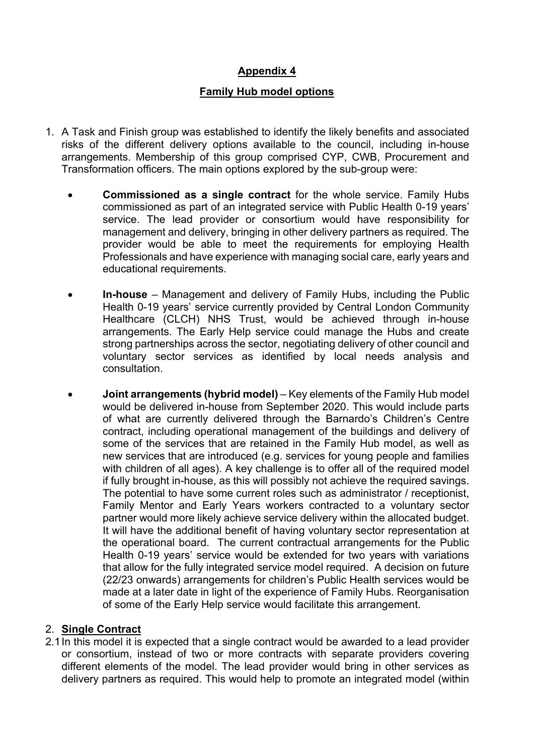# Appendix 4

## Family Hub model options

1. A Task and Finish group was established to identify the likely benefits and associated risks of the different delivery options available to the council, including in-house arrangements. Membership of this group comprised CYP, CWB, Procurement and Transformation officers. The main options explored by the sub-group were:

   - **Commissioned as a single contract** for the whole service. Family Hubs commissioned as part of an integrated service with Public Health 0-19 years' service. The lead provider or consortium would have responsibility for management and delivery, bringing in other delivery partners as required. The provider would be able to meet the requirements for employing Health Professionals and have experience with managing social care, early years and educational requirements.

   - **In-house** – Management and delivery of Family Hubs, including the Public Health 0-19 years' service currently provided by Central London Community Healthcare (CLCH) NHS Trust, would be achieved through in-house arrangements. The Early Help service could manage the Hubs and create strong partnerships across the sector, negotiating delivery of other council and voluntary sector services as identified by local needs analysis and consultation.

   - **Joint arrangements (hybrid model)** – Key elements of the Family Hub model would be delivered in-house from September 2020. This would include parts of what are currently delivered through the Barnardo's Children's Centre contract, including operational management of the buildings and delivery of some of the services that are retained in the Family Hub model, as well as new services that are introduced (e.g. services for young people and families with children of all ages). A key challenge is to offer all of the required model if fully brought in-house, as this will possibly not achieve the required savings. The potential to have some current roles such as administrator / receptionist, Family Mentor and Early Years workers contracted to a voluntary sector partner would more likely achieve service delivery within the allocated budget. It will have the additional benefit of having voluntary sector representation at the operational board. The current contractual arrangements for the Public Health 0-19 years' service would be extended for two years with variations that allow for the fully integrated service model required. A decision on future (22/23 onwards) arrangements for children's Public Health services would be made at a later date in light of the experience of Family Hubs. Reorganisation of some of the Early Help service would facilitate this arrangement.

2. **Single Contract**

2.1 In this model it is expected that a single contract would be awarded to a lead provider or consortium, instead of two or more contracts with separate providers covering different elements of the model. The lead provider would bring in other services as delivery partners as required. This would help to promote an integrated model (within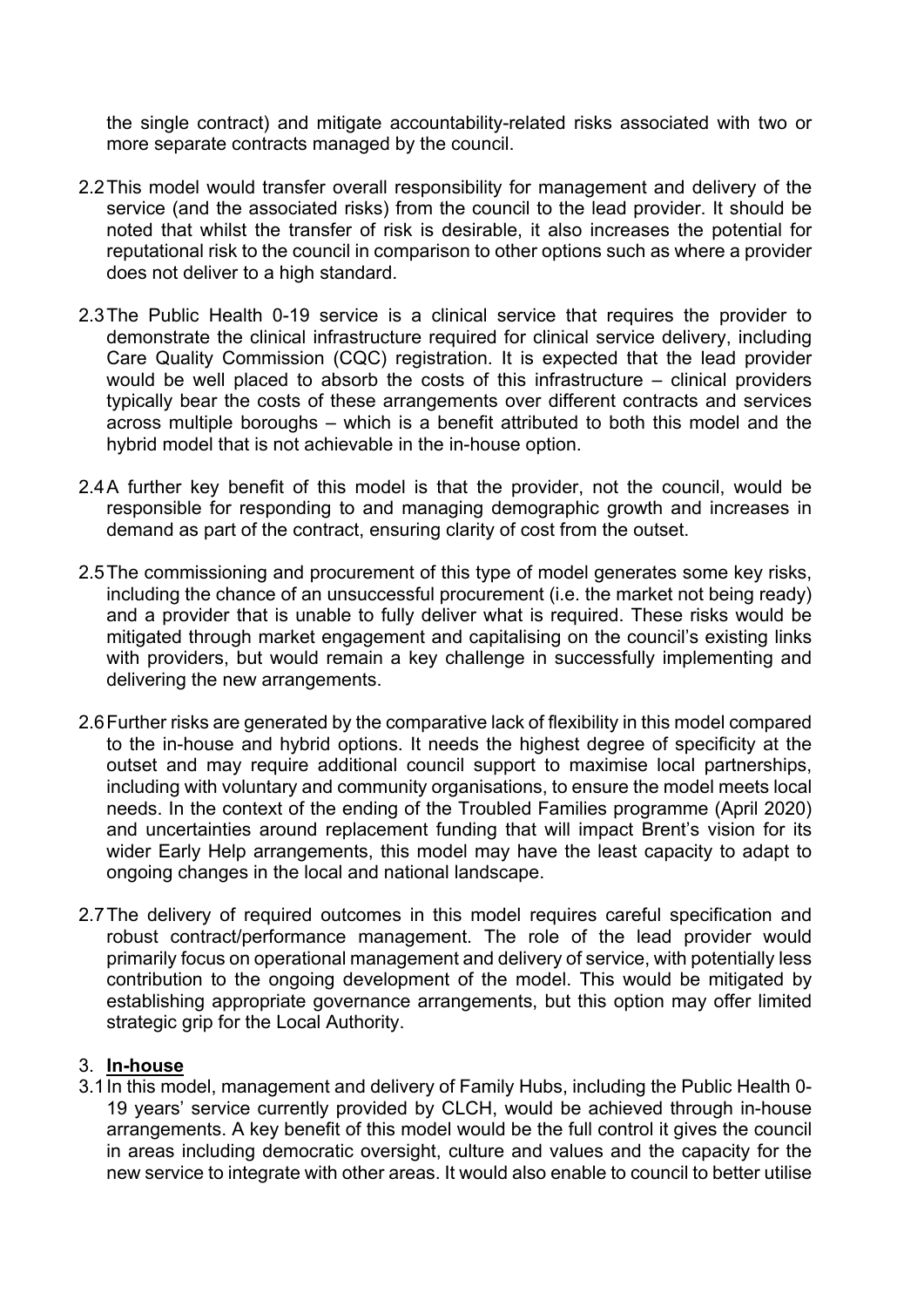the single contract) and mitigate accountability-related risks associated with two or more separate contracts managed by the council.

2.2 This model would transfer overall responsibility for management and delivery of the service (and the associated risks) from the council to the lead provider. It should be noted that whilst the transfer of risk is desirable, it also increases the potential for reputational risk to the council in comparison to other options such as where a provider does not deliver to a high standard.

2.3 The Public Health 0-19 service is a clinical service that requires the provider to demonstrate the clinical infrastructure required for clinical service delivery, including Care Quality Commission (CQC) registration. It is expected that the lead provider would be well placed to absorb the costs of this infrastructure – clinical providers typically bear the costs of these arrangements over different contracts and services across multiple boroughs – which is a benefit attributed to both this model and the hybrid model that is not achievable in the in-house option.

2.4 A further key benefit of this model is that the provider, not the council, would be responsible for responding to and managing demographic growth and increases in demand as part of the contract, ensuring clarity of cost from the outset.

2.5 The commissioning and procurement of this type of model generates some key risks, including the chance of an unsuccessful procurement (i.e. the market not being ready) and a provider that is unable to fully deliver what is required. These risks would be mitigated through market engagement and capitalising on the council's existing links with providers, but would remain a key challenge in successfully implementing and delivering the new arrangements.

2.6 Further risks are generated by the comparative lack of flexibility in this model compared to the in-house and hybrid options. It needs the highest degree of specificity at the outset and may require additional council support to maximise local partnerships, including with voluntary and community organisations, to ensure the model meets local needs. In the context of the ending of the Troubled Families programme (April 2020) and uncertainties around replacement funding that will impact Brent's vision for its wider Early Help arrangements, this model may have the least capacity to adapt to ongoing changes in the local and national landscape.

2.7 The delivery of required outcomes in this model requires careful specification and robust contract/performance management. The role of the lead provider would primarily focus on operational management and delivery of service, with potentially less contribution to the ongoing development of the model. This would be mitigated by establishing appropriate governance arrangements, but this option may offer limited strategic grip for the Local Authority.

## 3. **In-house**

3.1 In this model, management and delivery of Family Hubs, including the Public Health 0-19 years' service currently provided by CLCH, would be achieved through in-house arrangements. A key benefit of this model would be the full control it gives the council in areas including democratic oversight, culture and values and the capacity for the new service to integrate with other areas. It would also enable to council to better utilise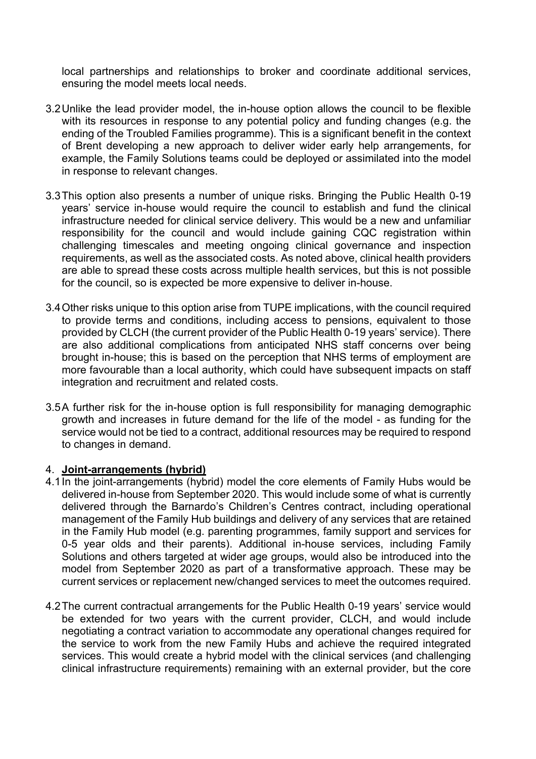local partnerships and relationships to broker and coordinate additional services, ensuring the model meets local needs.

3.2 Unlike the lead provider model, the in-house option allows the council to be flexible with its resources in response to any potential policy and funding changes (e.g. the ending of the Troubled Families programme). This is a significant benefit in the context of Brent developing a new approach to deliver wider early help arrangements, for example, the Family Solutions teams could be deployed or assimilated into the model in response to relevant changes.

3.3 This option also presents a number of unique risks. Bringing the Public Health 0-19 years' service in-house would require the council to establish and fund the clinical infrastructure needed for clinical service delivery. This would be a new and unfamiliar responsibility for the council and would include gaining CQC registration within challenging timescales and meeting ongoing clinical governance and inspection requirements, as well as the associated costs. As noted above, clinical health providers are able to spread these costs across multiple health services, but this is not possible for the council, so is expected be more expensive to deliver in-house.

3.4 Other risks unique to this option arise from TUPE implications, with the council required to provide terms and conditions, including access to pensions, equivalent to those provided by CLCH (the current provider of the Public Health 0-19 years' service). There are also additional complications from anticipated NHS staff concerns over being brought in-house; this is based on the perception that NHS terms of employment are more favourable than a local authority, which could have subsequent impacts on staff integration and recruitment and related costs.

3.5 A further risk for the in-house option is full responsibility for managing demographic growth and increases in future demand for the life of the model - as funding for the service would not be tied to a contract, additional resources may be required to respond to changes in demand.

4. **Joint-arrangements (hybrid)**

4.1 In the joint-arrangements (hybrid) model the core elements of Family Hubs would be delivered in-house from September 2020. This would include some of what is currently delivered through the Barnardo's Children's Centres contract, including operational management of the Family Hub buildings and delivery of any services that are retained in the Family Hub model (e.g. parenting programmes, family support and services for 0-5 year olds and their parents). Additional in-house services, including Family Solutions and others targeted at wider age groups, would also be introduced into the model from September 2020 as part of a transformative approach. These may be current services or replacement new/changed services to meet the outcomes required.

4.2 The current contractual arrangements for the Public Health 0-19 years' service would be extended for two years with the current provider, CLCH, and would include negotiating a contract variation to accommodate any operational changes required for the service to work from the new Family Hubs and achieve the required integrated services. This would create a hybrid model with the clinical services (and challenging clinical infrastructure requirements) remaining with an external provider, but the core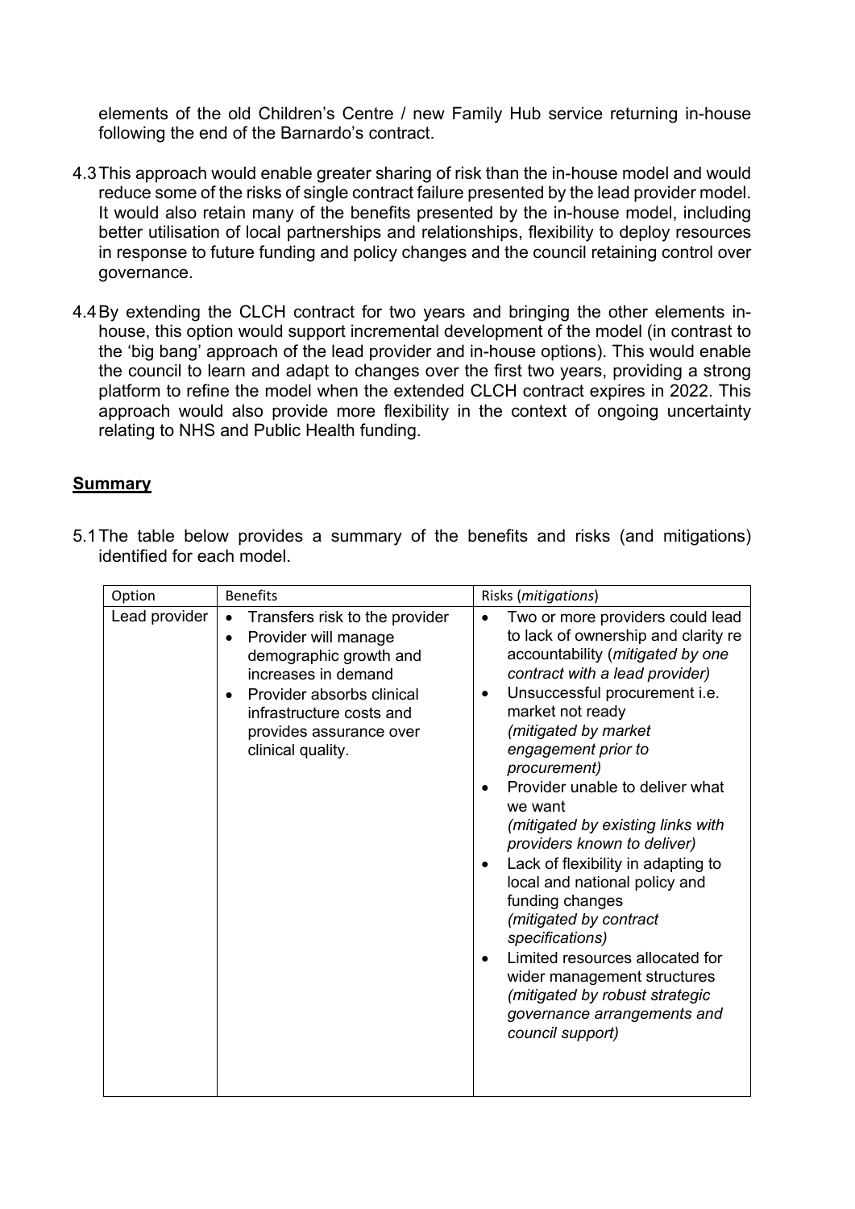elements of the old Children's Centre / new Family Hub service returning in-house following the end of the Barnardo's contract.

4.3 This approach would enable greater sharing of risk than the in-house model and would reduce some of the risks of single contract failure presented by the lead provider model. It would also retain many of the benefits presented by the in-house model, including better utilisation of local partnerships and relationships, flexibility to deploy resources in response to future funding and policy changes and the council retaining control over governance.

4.4 By extending the CLCH contract for two years and bringing the other elements in-house, this option would support incremental development of the model (in contrast to the 'big bang' approach of the lead provider and in-house options). This would enable the council to learn and adapt to changes over the first two years, providing a strong platform to refine the model when the extended CLCH contract expires in 2022. This approach would also provide more flexibility in the context of ongoing uncertainty relating to NHS and Public Health funding.

## Summary

5.1 The table below provides a summary of the benefits and risks (and mitigations) identified for each model.

| Option | Benefits | Risks (*mitigations*) |
|---|---|---|
| Lead provider | • Transfers risk to the provider<br>• Provider will manage demographic growth and increases in demand<br>• Provider absorbs clinical infrastructure costs and provides assurance over clinical quality. | • Two or more providers could lead to lack of ownership and clarity re accountability (*mitigated by one contract with a lead provider)*<br>• Unsuccessful procurement i.e. market not ready *(mitigated by market engagement prior to procurement)*<br>• Provider unable to deliver what we want *(mitigated by existing links with providers known to deliver)*<br>• Lack of flexibility in adapting to local and national policy and funding changes *(mitigated by contract specifications)*<br>• Limited resources allocated for wider management structures *(mitigated by robust strategic governance arrangements and council support)* |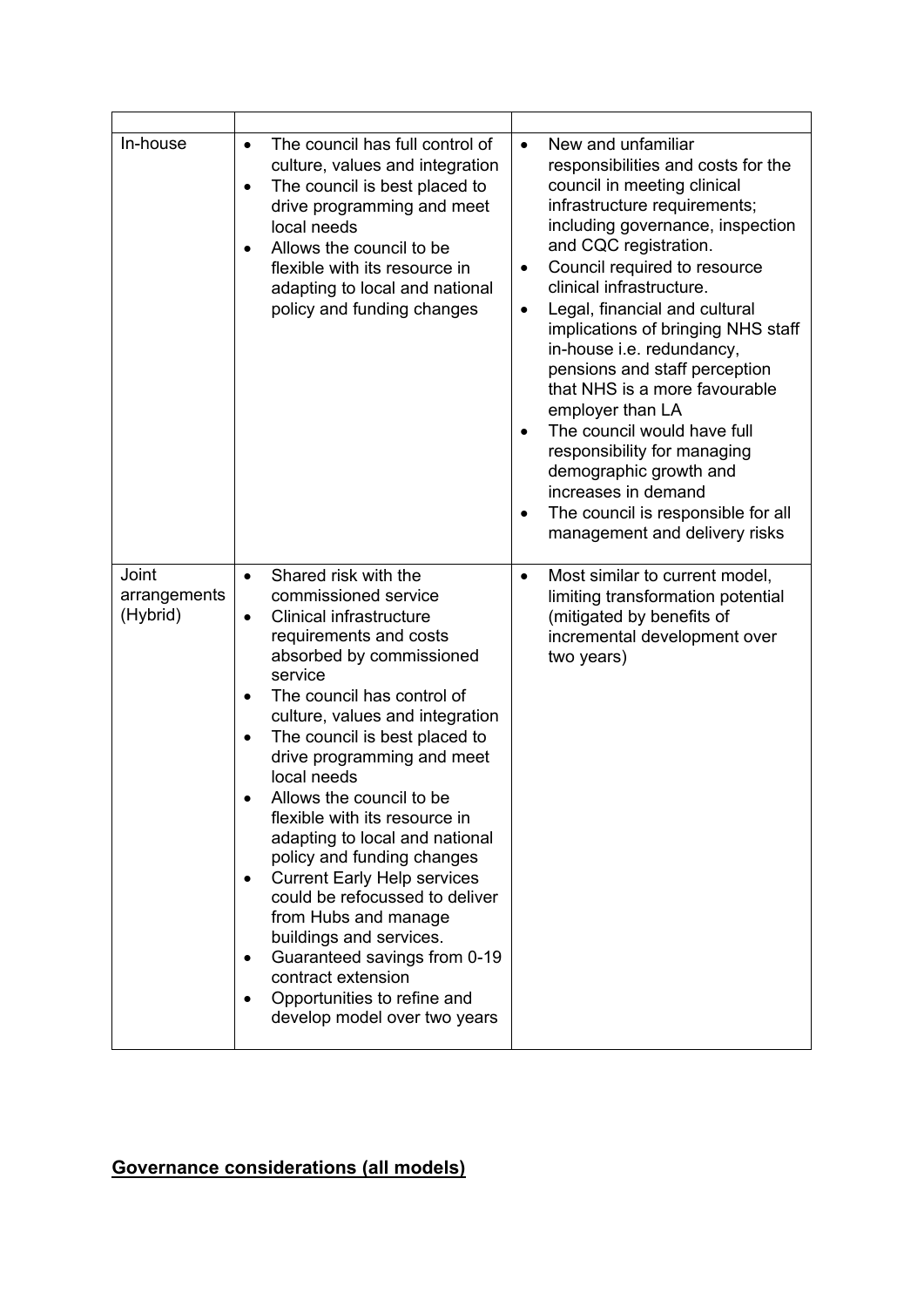| | | |
|---|---|---|
| In-house | • The council has full control of culture, values and integration<br>• The council is best placed to drive programming and meet local needs<br>• Allows the council to be flexible with its resource in adapting to local and national policy and funding changes | • New and unfamiliar responsibilities and costs for the council in meeting clinical infrastructure requirements; including governance, inspection and CQC registration.<br>• Council required to resource clinical infrastructure.<br>• Legal, financial and cultural implications of bringing NHS staff in-house i.e. redundancy, pensions and staff perception that NHS is a more favourable employer than LA<br>• The council would have full responsibility for managing demographic growth and increases in demand<br>• The council is responsible for all management and delivery risks |
| Joint arrangements (Hybrid) | • Shared risk with the commissioned service<br>• Clinical infrastructure requirements and costs absorbed by commissioned service<br>• The council has control of culture, values and integration<br>• The council is best placed to drive programming and meet local needs<br>• Allows the council to be flexible with its resource in adapting to local and national policy and funding changes<br>• Current Early Help services could be refocussed to deliver from Hubs and manage buildings and services.<br>• Guaranteed savings from 0-19 contract extension<br>• Opportunities to refine and develop model over two years | • Most similar to current model, limiting transformation potential (mitigated by benefits of incremental development over two years) |

## Governance considerations (all models)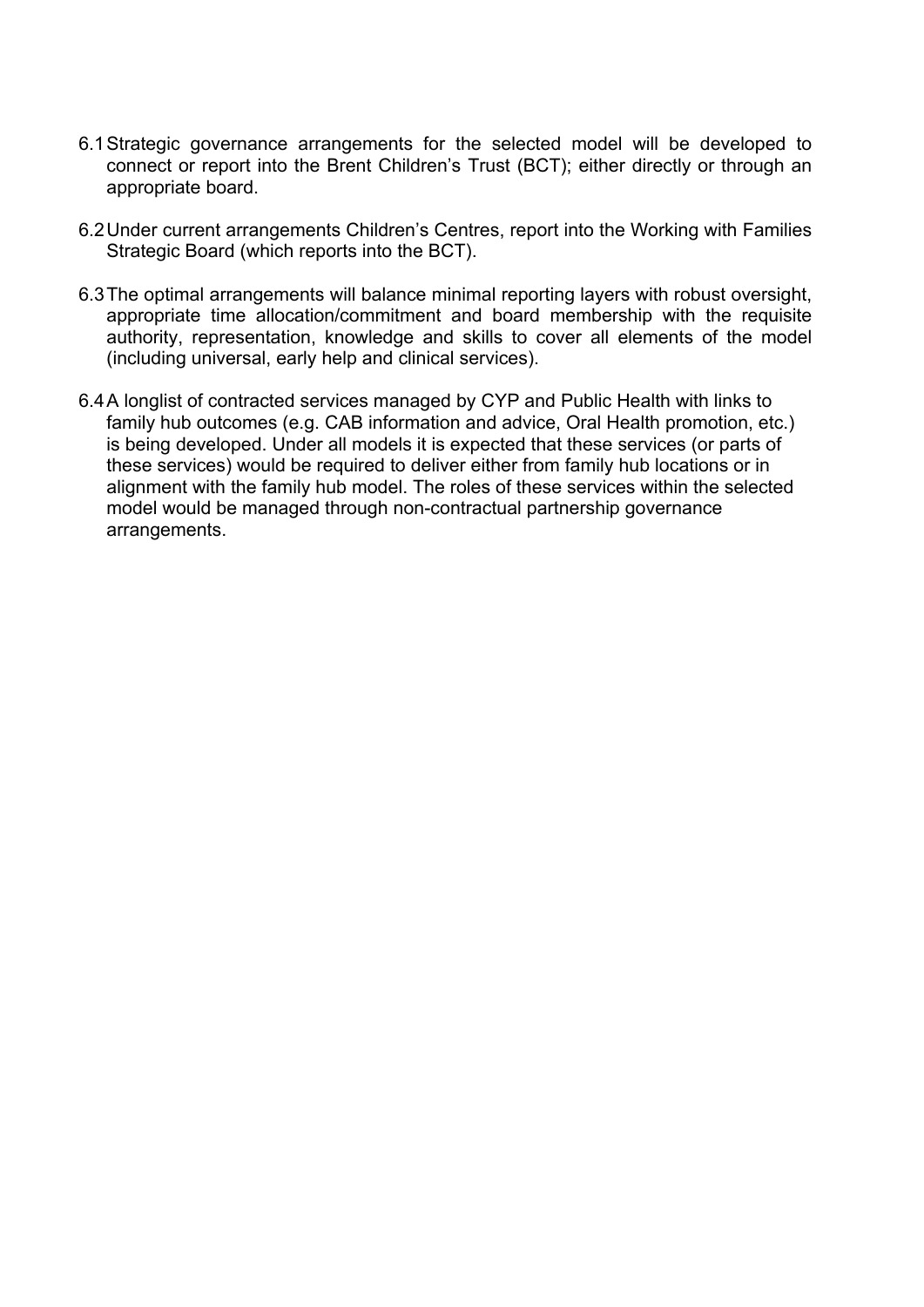6.1 Strategic governance arrangements for the selected model will be developed to connect or report into the Brent Children's Trust (BCT); either directly or through an appropriate board.

6.2 Under current arrangements Children's Centres, report into the Working with Families Strategic Board (which reports into the BCT).

6.3 The optimal arrangements will balance minimal reporting layers with robust oversight, appropriate time allocation/commitment and board membership with the requisite authority, representation, knowledge and skills to cover all elements of the model (including universal, early help and clinical services).

6.4 A longlist of contracted services managed by CYP and Public Health with links to family hub outcomes (e.g. CAB information and advice, Oral Health promotion, etc.) is being developed. Under all models it is expected that these services (or parts of these services) would be required to deliver either from family hub locations or in alignment with the family hub model. The roles of these services within the selected model would be managed through non-contractual partnership governance arrangements.